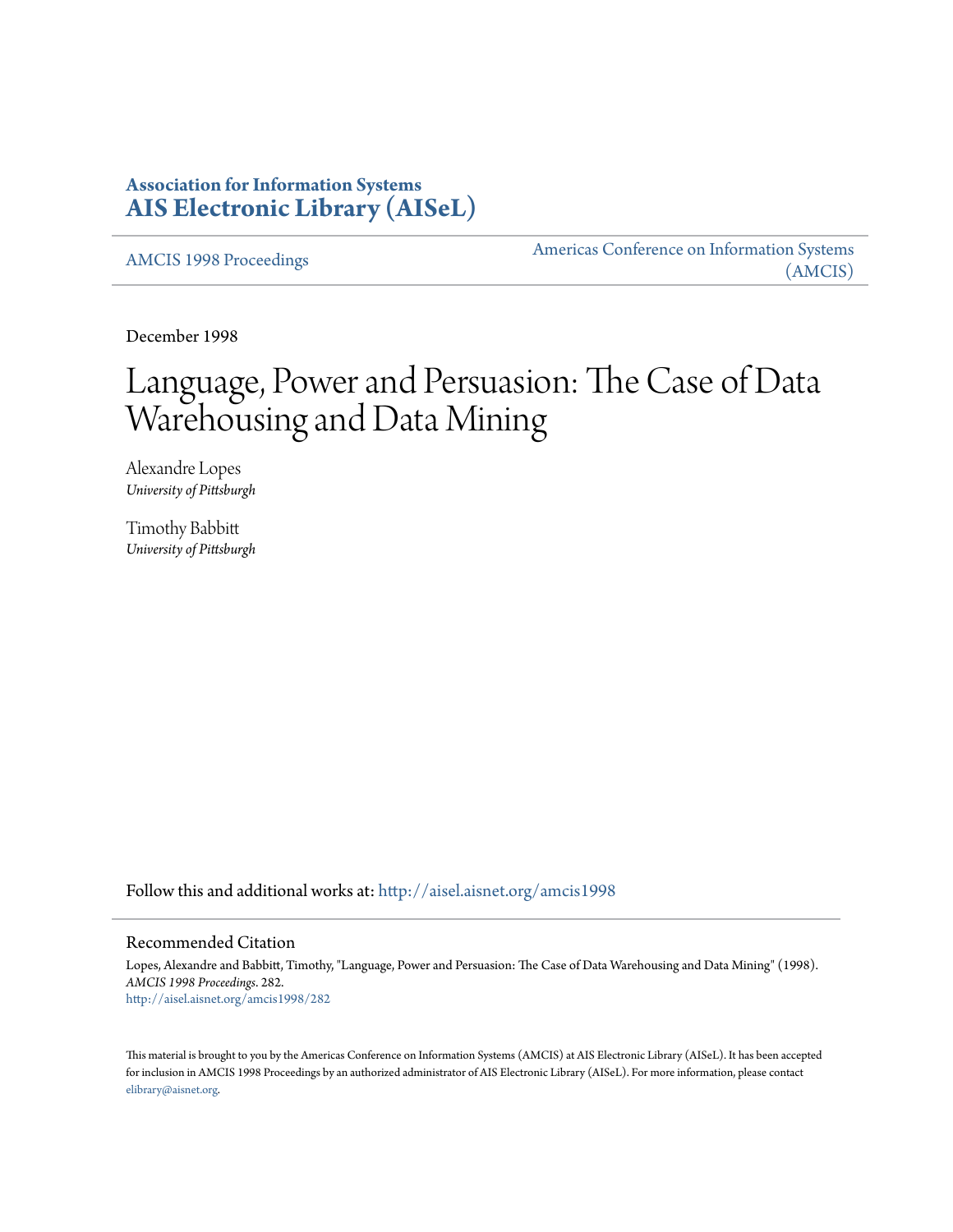**Association for Information Systems**
**AIS Electronic Library (AISeL)**

AMCIS 1998 Proceedings

Americas Conference on Information Systems (AMCIS)

December 1998

# Language, Power and Persuasion: The Case of Data Warehousing and Data Mining

Alexandre Lopes
*University of Pittsburgh*

Timothy Babbitt
*University of Pittsburgh*

Follow this and additional works at: http://aisel.aisnet.org/amcis1998

## Recommended Citation

Lopes, Alexandre and Babbitt, Timothy, "Language, Power and Persuasion: The Case of Data Warehousing and Data Mining" (1998). *AMCIS 1998 Proceedings*. 282.
http://aisel.aisnet.org/amcis1998/282

This material is brought to you by the Americas Conference on Information Systems (AMCIS) at AIS Electronic Library (AISeL). It has been accepted for inclusion in AMCIS 1998 Proceedings by an authorized administrator of AIS Electronic Library (AISeL). For more information, please contact elibrary@aisnet.org.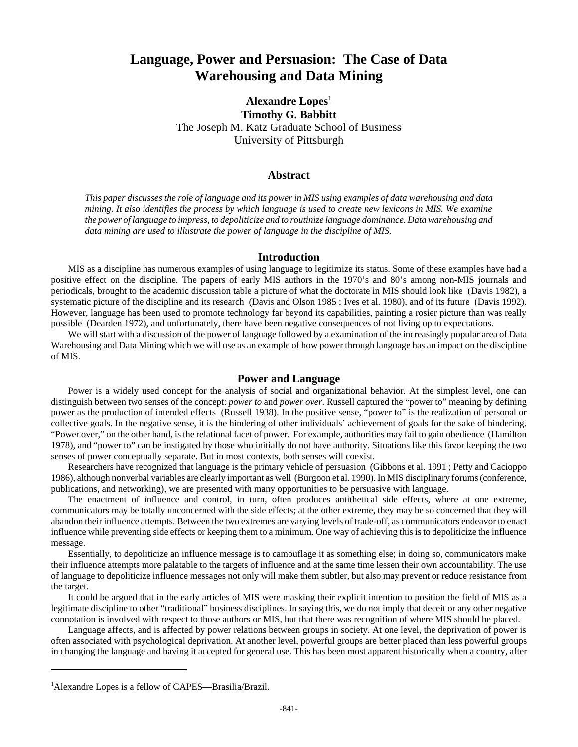# Language, Power and Persuasion: The Case of Data Warehousing and Data Mining

**Alexandre Lopes**[1]
**Timothy G. Babbitt**
The Joseph M. Katz Graduate School of Business
University of Pittsburgh

## Abstract

*This paper discusses the role of language and its power in MIS using examples of data warehousing and data mining. It also identifies the process by which language is used to create new lexicons in MIS. We examine the power of language to impress, to depoliticize and to routinize language dominance. Data warehousing and data mining are used to illustrate the power of language in the discipline of MIS.*

## Introduction

MIS as a discipline has numerous examples of using language to legitimize its status. Some of these examples have had a positive effect on the discipline. The papers of early MIS authors in the 1970's and 80's among non-MIS journals and periodicals, brought to the academic discussion table a picture of what the doctorate in MIS should look like (Davis 1982), a systematic picture of the discipline and its research (Davis and Olson 1985 ; Ives et al. 1980), and of its future (Davis 1992). However, language has been used to promote technology far beyond its capabilities, painting a rosier picture than was really possible (Dearden 1972), and unfortunately, there have been negative consequences of not living up to expectations.

We will start with a discussion of the power of language followed by a examination of the increasingly popular area of Data Warehousing and Data Mining which we will use as an example of how power through language has an impact on the discipline of MIS.

## Power and Language

Power is a widely used concept for the analysis of social and organizational behavior. At the simplest level, one can distinguish between two senses of the concept: *power to* and *power over*. Russell captured the "power to" meaning by defining power as the production of intended effects (Russell 1938). In the positive sense, "power to" is the realization of personal or collective goals. In the negative sense, it is the hindering of other individuals' achievement of goals for the sake of hindering. "Power over," on the other hand, is the relational facet of power. For example, authorities may fail to gain obedience (Hamilton 1978), and "power to" can be instigated by those who initially do not have authority. Situations like this favor keeping the two senses of power conceptually separate. But in most contexts, both senses will coexist.

Researchers have recognized that language is the primary vehicle of persuasion (Gibbons et al. 1991 ; Petty and Cacioppo 1986), although nonverbal variables are clearly important as well (Burgoon et al. 1990). In MIS disciplinary forums (conference, publications, and networking), we are presented with many opportunities to be persuasive with language.

The enactment of influence and control, in turn, often produces antithetical side effects, where at one extreme, communicators may be totally unconcerned with the side effects; at the other extreme, they may be so concerned that they will abandon their influence attempts. Between the two extremes are varying levels of trade-off, as communicators endeavor to enact influence while preventing side effects or keeping them to a minimum. One way of achieving this is to depoliticize the influence message.

Essentially, to depoliticize an influence message is to camouflage it as something else; in doing so, communicators make their influence attempts more palatable to the targets of influence and at the same time lessen their own accountability. The use of language to depoliticize influence messages not only will make them subtler, but also may prevent or reduce resistance from the target.

It could be argued that in the early articles of MIS were masking their explicit intention to position the field of MIS as a legitimate discipline to other "traditional" business disciplines. In saying this, we do not imply that deceit or any other negative connotation is involved with respect to those authors or MIS, but that there was recognition of where MIS should be placed.

Language affects, and is affected by power relations between groups in society. At one level, the deprivation of power is often associated with psychological deprivation. At another level, powerful groups are better placed than less powerful groups in changing the language and having it accepted for general use. This has been most apparent historically when a country, after

---

[1]Alexandre Lopes is a fellow of CAPES—Brasilia/Brazil.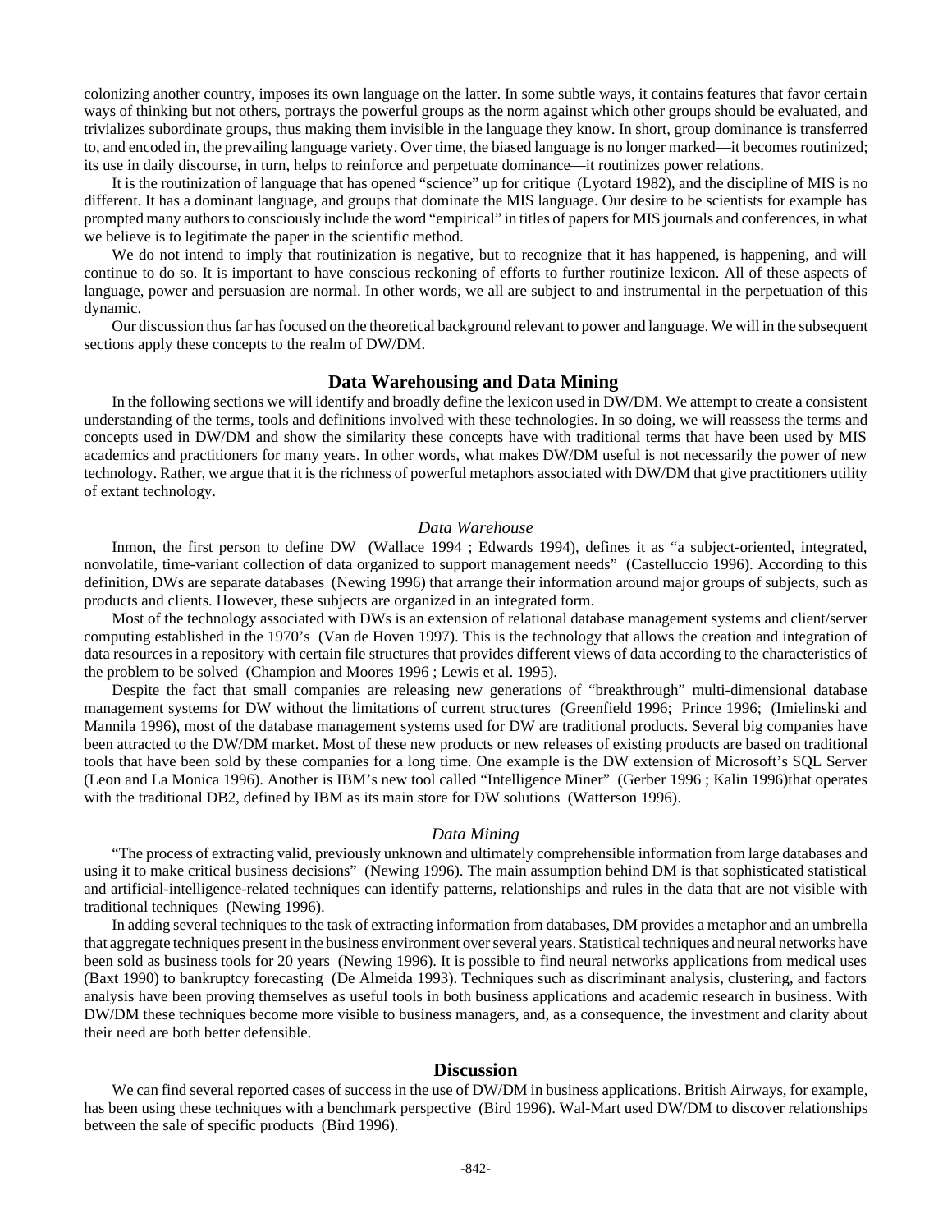colonizing another country, imposes its own language on the latter. In some subtle ways, it contains features that favor certain ways of thinking but not others, portrays the powerful groups as the norm against which other groups should be evaluated, and trivializes subordinate groups, thus making them invisible in the language they know. In short, group dominance is transferred to, and encoded in, the prevailing language variety. Over time, the biased language is no longer marked—it becomes routinized; its use in daily discourse, in turn, helps to reinforce and perpetuate dominance—it routinizes power relations.

It is the routinization of language that has opened "science" up for critique (Lyotard 1982), and the discipline of MIS is no different. It has a dominant language, and groups that dominate the MIS language. Our desire to be scientists for example has prompted many authors to consciously include the word "empirical" in titles of papers for MIS journals and conferences, in what we believe is to legitimate the paper in the scientific method.

We do not intend to imply that routinization is negative, but to recognize that it has happened, is happening, and will continue to do so. It is important to have conscious reckoning of efforts to further routinize lexicon. All of these aspects of language, power and persuasion are normal. In other words, we all are subject to and instrumental in the perpetuation of this dynamic.

Our discussion thus far has focused on the theoretical background relevant to power and language. We will in the subsequent sections apply these concepts to the realm of DW/DM.

## Data Warehousing and Data Mining

In the following sections we will identify and broadly define the lexicon used in DW/DM. We attempt to create a consistent understanding of the terms, tools and definitions involved with these technologies. In so doing, we will reassess the terms and concepts used in DW/DM and show the similarity these concepts have with traditional terms that have been used by MIS academics and practitioners for many years. In other words, what makes DW/DM useful is not necessarily the power of new technology. Rather, we argue that it is the richness of powerful metaphors associated with DW/DM that give practitioners utility of extant technology.

### *Data Warehouse*

Inmon, the first person to define DW (Wallace 1994 ; Edwards 1994), defines it as "a subject-oriented, integrated, nonvolatile, time-variant collection of data organized to support management needs" (Castelluccio 1996). According to this definition, DWs are separate databases (Newing 1996) that arrange their information around major groups of subjects, such as products and clients. However, these subjects are organized in an integrated form.

Most of the technology associated with DWs is an extension of relational database management systems and client/server computing established in the 1970's (Van de Hoven 1997). This is the technology that allows the creation and integration of data resources in a repository with certain file structures that provides different views of data according to the characteristics of the problem to be solved (Champion and Moores 1996 ; Lewis et al. 1995).

Despite the fact that small companies are releasing new generations of "breakthrough" multi-dimensional database management systems for DW without the limitations of current structures (Greenfield 1996; Prince 1996; (Imielinski and Mannila 1996), most of the database management systems used for DW are traditional products. Several big companies have been attracted to the DW/DM market. Most of these new products or new releases of existing products are based on traditional tools that have been sold by these companies for a long time. One example is the DW extension of Microsoft's SQL Server (Leon and La Monica 1996). Another is IBM's new tool called "Intelligence Miner" (Gerber 1996 ; Kalin 1996)that operates with the traditional DB2, defined by IBM as its main store for DW solutions (Watterson 1996).

### *Data Mining*

"The process of extracting valid, previously unknown and ultimately comprehensible information from large databases and using it to make critical business decisions" (Newing 1996). The main assumption behind DM is that sophisticated statistical and artificial-intelligence-related techniques can identify patterns, relationships and rules in the data that are not visible with traditional techniques (Newing 1996).

In adding several techniques to the task of extracting information from databases, DM provides a metaphor and an umbrella that aggregate techniques present in the business environment over several years. Statistical techniques and neural networks have been sold as business tools for 20 years (Newing 1996). It is possible to find neural networks applications from medical uses (Baxt 1990) to bankruptcy forecasting (De Almeida 1993). Techniques such as discriminant analysis, clustering, and factors analysis have been proving themselves as useful tools in both business applications and academic research in business. With DW/DM these techniques become more visible to business managers, and, as a consequence, the investment and clarity about their need are both better defensible.

## Discussion

We can find several reported cases of success in the use of DW/DM in business applications. British Airways, for example, has been using these techniques with a benchmark perspective (Bird 1996). Wal-Mart used DW/DM to discover relationships between the sale of specific products (Bird 1996).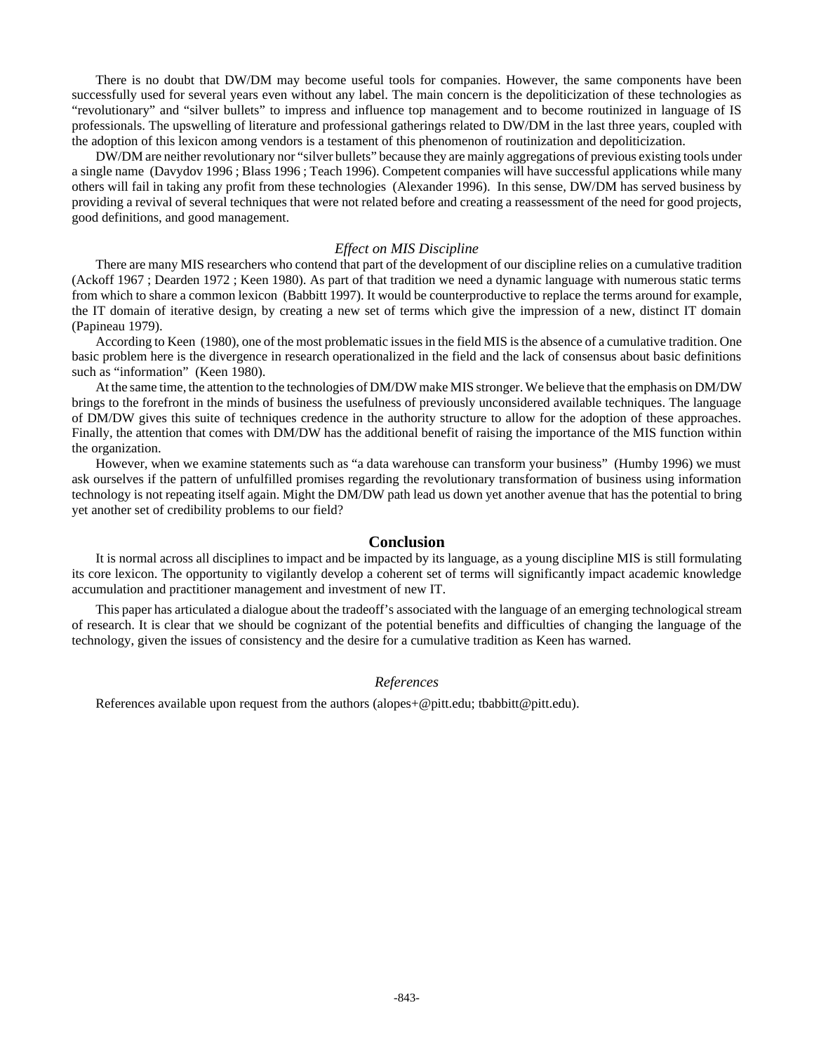There is no doubt that DW/DM may become useful tools for companies. However, the same components have been successfully used for several years even without any label. The main concern is the depoliticization of these technologies as "revolutionary" and "silver bullets" to impress and influence top management and to become routinized in language of IS professionals. The upswelling of literature and professional gatherings related to DW/DM in the last three years, coupled with the adoption of this lexicon among vendors is a testament of this phenomenon of routinization and depoliticization.

DW/DM are neither revolutionary nor "silver bullets" because they are mainly aggregations of previous existing tools under a single name (Davydov 1996 ; Blass 1996 ; Teach 1996). Competent companies will have successful applications while many others will fail in taking any profit from these technologies (Alexander 1996). In this sense, DW/DM has served business by providing a revival of several techniques that were not related before and creating a reassessment of the need for good projects, good definitions, and good management.

### *Effect on MIS Discipline*

There are many MIS researchers who contend that part of the development of our discipline relies on a cumulative tradition (Ackoff 1967 ; Dearden 1972 ; Keen 1980). As part of that tradition we need a dynamic language with numerous static terms from which to share a common lexicon (Babbitt 1997). It would be counterproductive to replace the terms around for example, the IT domain of iterative design, by creating a new set of terms which give the impression of a new, distinct IT domain (Papineau 1979).

According to Keen (1980), one of the most problematic issues in the field MIS is the absence of a cumulative tradition. One basic problem here is the divergence in research operationalized in the field and the lack of consensus about basic definitions such as "information" (Keen 1980).

At the same time, the attention to the technologies of DM/DW make MIS stronger. We believe that the emphasis on DM/DW brings to the forefront in the minds of business the usefulness of previously unconsidered available techniques. The language of DM/DW gives this suite of techniques credence in the authority structure to allow for the adoption of these approaches. Finally, the attention that comes with DM/DW has the additional benefit of raising the importance of the MIS function within the organization.

However, when we examine statements such as "a data warehouse can transform your business" (Humby 1996) we must ask ourselves if the pattern of unfulfilled promises regarding the revolutionary transformation of business using information technology is not repeating itself again. Might the DM/DW path lead us down yet another avenue that has the potential to bring yet another set of credibility problems to our field?

## Conclusion

It is normal across all disciplines to impact and be impacted by its language, as a young discipline MIS is still formulating its core lexicon. The opportunity to vigilantly develop a coherent set of terms will significantly impact academic knowledge accumulation and practitioner management and investment of new IT.

This paper has articulated a dialogue about the tradeoff's associated with the language of an emerging technological stream of research. It is clear that we should be cognizant of the potential benefits and difficulties of changing the language of the technology, given the issues of consistency and the desire for a cumulative tradition as Keen has warned.

### *References*

References available upon request from the authors (alopes+@pitt.edu; tbabbitt@pitt.edu).